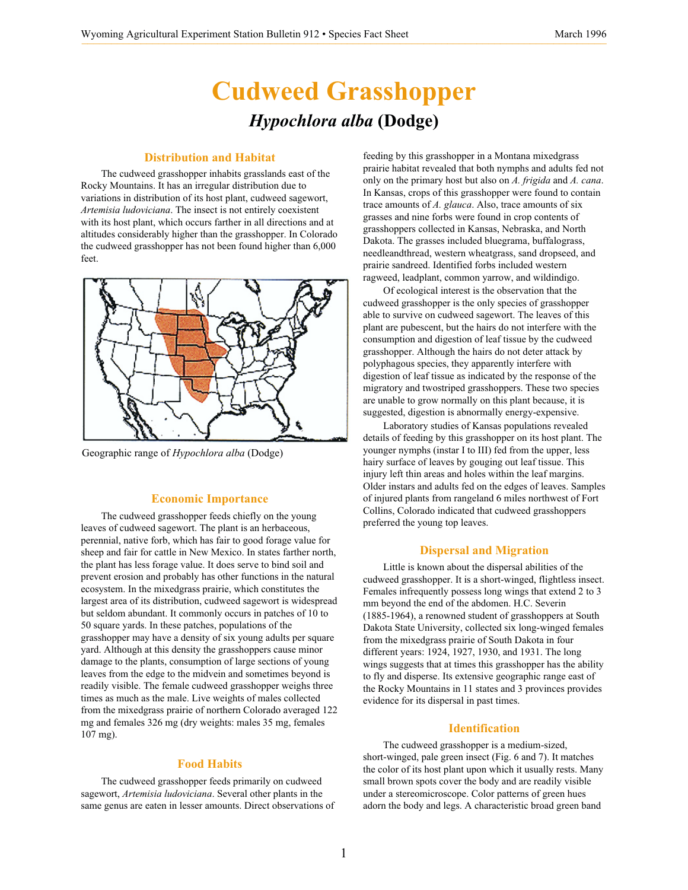# Cudweed Grasshopper

## *Hypochlora alba* (Dodge)

### Distribution and Habitat

The cudweed grasshopper inhabits grasslands east of the Rocky Mountains. It has an irregular distribution due to variations in distribution of its host plant, cudweed sagewort, *Artemisia ludoviciana*. The insect is not entirely coexistent with its host plant, which occurs farther in all directions and at altitudes considerably higher than the grasshopper. In Colorado the cudweed grasshopper has not been found higher than 6,000 feet.

Geographic range of *Hypochlora alba* (Dodge)

### Economic Importance

The cudweed grasshopper feeds chiefly on the young leaves of cudweed sagewort. The plant is an herbaceous, perennial, native forb, which has fair to good forage value for sheep and fair for cattle in New Mexico. In states farther north, the plant has less forage value. It does serve to bind soil and prevent erosion and probably has other functions in the natural ecosystem. In the mixedgrass prairie, which constitutes the largest area of its distribution, cudweed sagewort is widespread but seldom abundant. It commonly occurs in patches of 10 to 50 square yards. In these patches, populations of the grasshopper may have a density of six young adults per square yard. Although at this density the grasshoppers cause minor damage to the plants, consumption of large sections of young leaves from the edge to the midvein and sometimes beyond is readily visible. The female cudweed grasshopper weighs three times as much as the male. Live weights of males collected from the mixedgrass prairie of northern Colorado averaged 122 mg and females 326 mg (dry weights: males 35 mg, females 107 mg).

### Food Habits

The cudweed grasshopper feeds primarily on cudweed sagewort, *Artemisia ludoviciana*. Several other plants in the same genus are eaten in lesser amounts. Direct observations of feeding by this grasshopper in a Montana mixedgrass prairie habitat revealed that both nymphs and adults fed not only on the primary host but also on *A. frigida* and *A. cana*. In Kansas, crops of this grasshopper were found to contain trace amounts of *A. glauca*. Also, trace amounts of six grasses and nine forbs were found in crop contents of grasshoppers collected in Kansas, Nebraska, and North Dakota. The grasses included bluegrama, buffalograss, needleandthread, western wheatgrass, sand dropseed, and prairie sandreed. Identified forbs included western ragweed, leadplant, common yarrow, and wildindigo.

Of ecological interest is the observation that the cudweed grasshopper is the only species of grasshopper able to survive on cudweed sagewort. The leaves of this plant are pubescent, but the hairs do not interfere with the consumption and digestion of leaf tissue by the cudweed grasshopper. Although the hairs do not deter attack by polyphagous species, they apparently interfere with digestion of leaf tissue as indicated by the response of the migratory and twostriped grasshoppers. These two species are unable to grow normally on this plant because, it is suggested, digestion is abnormally energy-expensive.

Laboratory studies of Kansas populations revealed details of feeding by this grasshopper on its host plant. The younger nymphs (instar I to III) fed from the upper, less hairy surface of leaves by gouging out leaf tissue. This injury left thin areas and holes within the leaf margins. Older instars and adults fed on the edges of leaves. Samples of injured plants from rangeland 6 miles northwest of Fort Collins, Colorado indicated that cudweed grasshoppers preferred the young top leaves.

### Dispersal and Migration

Little is known about the dispersal abilities of the cudweed grasshopper. It is a short-winged, flightless insect. Females infrequently possess long wings that extend 2 to 3 mm beyond the end of the abdomen. H.C. Severin (1885-1964), a renowned student of grasshoppers at South Dakota State University, collected six long-winged females from the mixedgrass prairie of South Dakota in four different years: 1924, 1927, 1930, and 1931. The long wings suggests that at times this grasshopper has the ability to fly and disperse. Its extensive geographic range east of the Rocky Mountains in 11 states and 3 provinces provides evidence for its dispersal in past times.

### Identification

The cudweed grasshopper is a medium-sized, short-winged, pale green insect (Fig. 6 and 7). It matches the color of its host plant upon which it usually rests. Many small brown spots cover the body and are readily visible under a stereomicroscope. Color patterns of green hues adorn the body and legs. A characteristic broad green band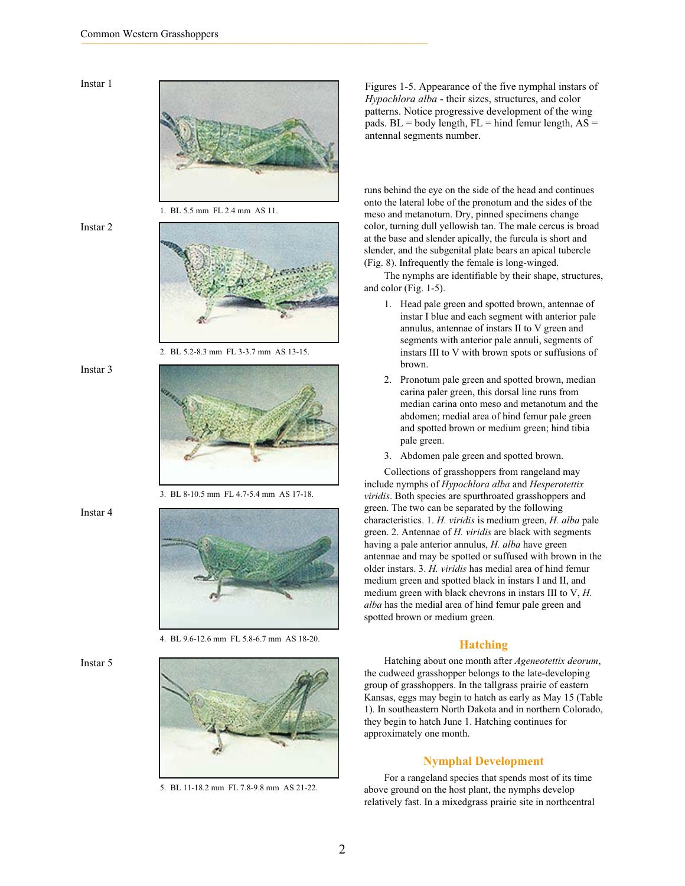Instar 1

1. BL 5.5 mm FL 2.4 mm AS 11.

Instar 2

2. BL 5.2-8.3 mm FL 3-3.7 mm AS 13-15.

Instar 3

3. BL 8-10.5 mm FL 4.7-5.4 mm AS 17-18.

Instar 4

4. BL 9.6-12.6 mm FL 5.8-6.7 mm AS 18-20.

Instar 5

5. BL 11-18.2 mm FL 7.8-9.8 mm AS 21-22.

Figures 1-5. Appearance of the five nymphal instars of *Hypochlora alba* - their sizes, structures, and color patterns. Notice progressive development of the wing pads. BL = body length, FL = hind femur length, AS = antennal segments number.

runs behind the eye on the side of the head and continues onto the lateral lobe of the pronotum and the sides of the meso and metanotum. Dry, pinned specimens change color, turning dull yellowish tan. The male cercus is broad at the base and slender apically, the furcula is short and slender, and the subgenital plate bears an apical tubercle (Fig. 8). Infrequently the female is long-winged.

The nymphs are identifiable by their shape, structures, and color (Fig. 1-5).

1. Head pale green and spotted brown, antennae of instar I blue and each segment with anterior pale annulus, antennae of instars II to V green and segments with anterior pale annuli, segments of instars III to V with brown spots or suffusions of brown.
2. Pronotum pale green and spotted brown, median carina paler green, this dorsal line runs from median carina onto meso and metanotum and the abdomen; medial area of hind femur pale green and spotted brown or medium green; hind tibia pale green.
3. Abdomen pale green and spotted brown.

Collections of grasshoppers from rangeland may include nymphs of *Hypochlora alba* and *Hesperotettix viridis*. Both species are spurthroated grasshoppers and green. The two can be separated by the following characteristics. 1. *H. viridis* is medium green, *H. alba* pale green. 2. Antennae of *H. viridis* are black with segments having a pale anterior annulus, *H. alba* have green antennae and may be spotted or suffused with brown in the older instars. 3. *H. viridis* has medial area of hind femur medium green and spotted black in instars I and II, and medium green with black chevrons in instars III to V, *H. alba* has the medial area of hind femur pale green and spotted brown or medium green.

## Hatching

Hatching about one month after *Ageneotettix deorum*, the cudweed grasshopper belongs to the late-developing group of grasshoppers. In the tallgrass prairie of eastern Kansas, eggs may begin to hatch as early as May 15 (Table 1). In southeastern North Dakota and in northern Colorado, they begin to hatch June 1. Hatching continues for approximately one month.

## Nymphal Development

For a rangeland species that spends most of its time above ground on the host plant, the nymphs develop relatively fast. In a mixedgrass prairie site in northcentral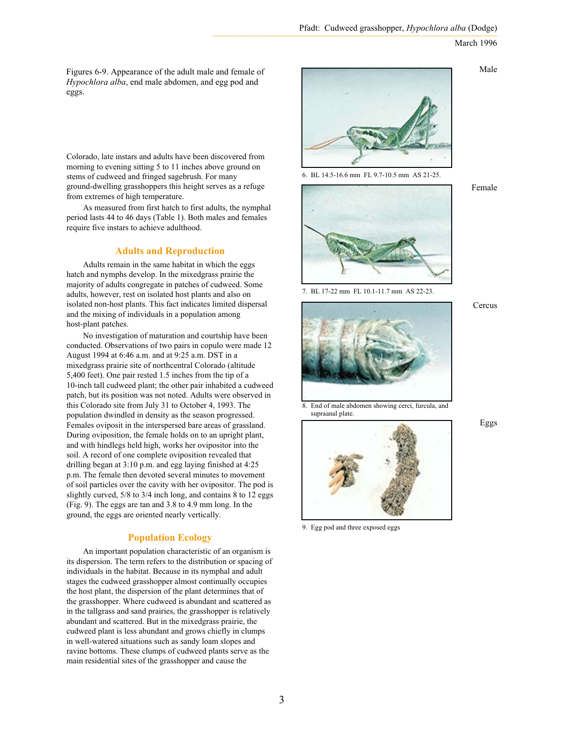Figures 6-9. Appearance of the adult male and female of *Hypochlora alba*, end male abdomen, and egg pod and eggs.

Male

6. BL 14.5-16.6 mm FL 9.7-10.5 mm AS 21-25.

Female

7. BL 17-22 mm FL 10.1-11.7 mm AS 22-23.

Cercus

8. End of male abdomen showing cerci, furcula, and supraanal plate.

Eggs

9. Egg pod and three exposed eggs

Colorado, late instars and adults have been discovered from morning to evening sitting 5 to 11 inches above ground on stems of cudweed and fringed sagebrush. For many ground-dwelling grasshoppers this height serves as a refuge from extremes of high temperature.

As measured from first hatch to first adults, the nymphal period lasts 44 to 46 days (Table 1). Both males and females require five instars to achieve adulthood.

## Adults and Reproduction

Adults remain in the same habitat in which the eggs hatch and nymphs develop. In the mixedgrass prairie the majority of adults congregate in patches of cudweed. Some adults, however, rest on isolated host plants and also on isolated non-host plants. This fact indicates limited dispersal and the mixing of individuals in a population among host-plant patches.

No investigation of maturation and courtship have been conducted. Observations of two pairs in copulo were made 12 August 1994 at 6:46 a.m. and at 9:25 a.m. DST in a mixedgrass prairie site of northcentral Colorado (altitude 5,400 feet). One pair rested 1.5 inches from the tip of a 10-inch tall cudweed plant; the other pair inhabited a cudweed patch, but its position was not noted. Adults were observed in this Colorado site from July 31 to October 4, 1993. The population dwindled in density as the season progressed. Females oviposit in the interspersed bare areas of grassland. During oviposition, the female holds on to an upright plant, and with hindlegs held high, works her ovipositor into the soil. A record of one complete oviposition revealed that drilling began at 3:10 p.m. and egg laying finished at 4:25 p.m. The female then devoted several minutes to movement of soil particles over the cavity with her ovipositor. The pod is slightly curved, 5/8 to 3/4 inch long, and contains 8 to 12 eggs (Fig. 9). The eggs are tan and 3.8 to 4.9 mm long. In the ground, the eggs are oriented nearly vertically.

## Population Ecology

An important population characteristic of an organism is its dispersion. The term refers to the distribution or spacing of individuals in the habitat. Because in its nymphal and adult stages the cudweed grasshopper almost continually occupies the host plant, the dispersion of the plant determines that of the grasshopper. Where cudweed is abundant and scattered as in the tallgrass and sand prairies, the grasshopper is relatively abundant and scattered. But in the mixedgrass prairie, the cudweed plant is less abundant and grows chiefly in clumps in well-watered situations such as sandy loam slopes and ravine bottoms. These clumps of cudweed plants serve as the main residential sites of the grasshopper and cause the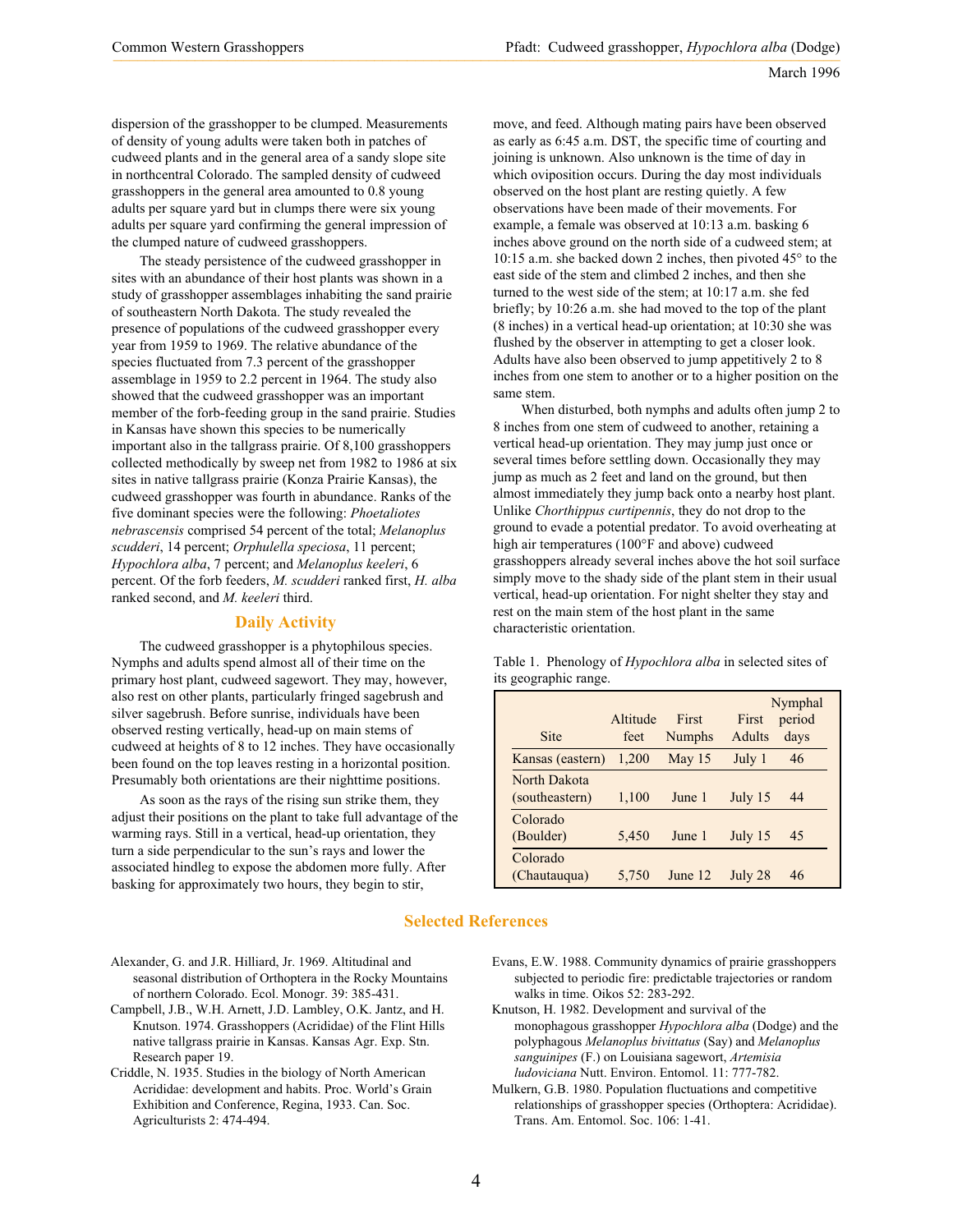dispersion of the grasshopper to be clumped. Measurements of density of young adults were taken both in patches of cudweed plants and in the general area of a sandy slope site in northcentral Colorado. The sampled density of cudweed grasshoppers in the general area amounted to 0.8 young adults per square yard but in clumps there were six young adults per square yard confirming the general impression of the clumped nature of cudweed grasshoppers.

The steady persistence of the cudweed grasshopper in sites with an abundance of their host plants was shown in a study of grasshopper assemblages inhabiting the sand prairie of southeastern North Dakota. The study revealed the presence of populations of the cudweed grasshopper every year from 1959 to 1969. The relative abundance of the species fluctuated from 7.3 percent of the grasshopper assemblage in 1959 to 2.2 percent in 1964. The study also showed that the cudweed grasshopper was an important member of the forb-feeding group in the sand prairie. Studies in Kansas have shown this species to be numerically important also in the tallgrass prairie. Of 8,100 grasshoppers collected methodically by sweep net from 1982 to 1986 at six sites in native tallgrass prairie (Konza Prairie Kansas), the cudweed grasshopper was fourth in abundance. Ranks of the five dominant species were the following: *Phoetaliotes nebrascensis* comprised 54 percent of the total; *Melanoplus scudderi*, 14 percent; *Orphulella speciosa*, 11 percent; *Hypochlora alba*, 7 percent; and *Melanoplus keeleri*, 6 percent. Of the forb feeders, *M. scudderi* ranked first, *H. alba* ranked second, and *M. keeleri* third.

## Daily Activity

The cudweed grasshopper is a phytophilous species. Nymphs and adults spend almost all of their time on the primary host plant, cudweed sagewort. They may, however, also rest on other plants, particularly fringed sagebrush and silver sagebrush. Before sunrise, individuals have been observed resting vertically, head-up on main stems of cudweed at heights of 8 to 12 inches. They have occasionally been found on the top leaves resting in a horizontal position. Presumably both orientations are their nighttime positions.

As soon as the rays of the rising sun strike them, they adjust their positions on the plant to take full advantage of the warming rays. Still in a vertical, head-up orientation, they turn a side perpendicular to the sun's rays and lower the associated hindleg to expose the abdomen more fully. After basking for approximately two hours, they begin to stir, move, and feed. Although mating pairs have been observed as early as 6:45 a.m. DST, the specific time of courting and joining is unknown. Also unknown is the time of day in which oviposition occurs. During the day most individuals observed on the host plant are resting quietly. A few observations have been made of their movements. For example, a female was observed at 10:13 a.m. basking 6 inches above ground on the north side of a cudweed stem; at 10:15 a.m. she backed down 2 inches, then pivoted 45° to the east side of the stem and climbed 2 inches, and then she turned to the west side of the stem; at 10:17 a.m. she fed briefly; by 10:26 a.m. she had moved to the top of the plant (8 inches) in a vertical head-up orientation; at 10:30 she was flushed by the observer in attempting to get a closer look. Adults have also been observed to jump appetitively 2 to 8 inches from one stem to another or to a higher position on the same stem.

When disturbed, both nymphs and adults often jump 2 to 8 inches from one stem of cudweed to another, retaining a vertical head-up orientation. They may jump just once or several times before settling down. Occasionally they may jump as much as 2 feet and land on the ground, but then almost immediately they jump back onto a nearby host plant. Unlike *Chorthippus curtipennis*, they do not drop to the ground to evade a potential predator. To avoid overheating at high air temperatures (100°F and above) cudweed grasshoppers already several inches above the hot soil surface simply move to the shady side of the plant stem in their usual vertical, head-up orientation. For night shelter they stay and rest on the main stem of the host plant in the same characteristic orientation.

Table 1. Phenology of *Hypochlora alba* in selected sites of its geographic range.

| Site | Altitude feet | First Numphs | First Adults | Nymphal period days |
|---|---|---|---|---|
| Kansas (eastern) | 1,200 | May 15 | July 1 | 46 |
| North Dakota (southeastern) | 1,100 | June 1 | July 15 | 44 |
| Colorado (Boulder) | 5,450 | June 1 | July 15 | 45 |
| Colorado (Chautauqua) | 5,750 | June 12 | July 28 | 46 |

## Selected References

Alexander, G. and J.R. Hilliard, Jr. 1969. Altitudinal and seasonal distribution of Orthoptera in the Rocky Mountains of northern Colorado. Ecol. Monogr. 39: 385-431.

Campbell, J.B., W.H. Arnett, J.D. Lambley, O.K. Jantz, and H. Knutson. 1974. Grasshoppers (Acrididae) of the Flint Hills native tallgrass prairie in Kansas. Kansas Agr. Exp. Stn. Research paper 19.

Criddle, N. 1935. Studies in the biology of North American Acrididae: development and habits. Proc. World's Grain Exhibition and Conference, Regina, 1933. Can. Soc. Agriculturists 2: 474-494.

Evans, E.W. 1988. Community dynamics of prairie grasshoppers subjected to periodic fire: predictable trajectories or random walks in time. Oikos 52: 283-292.

Knutson, H. 1982. Development and survival of the monophagous grasshopper *Hypochlora alba* (Dodge) and the polyphagous *Melanoplus bivittatus* (Say) and *Melanoplus sanguinipes* (F.) on Louisiana sagewort, *Artemisia ludoviciana* Nutt. Environ. Entomol. 11: 777-782.

Mulkern, G.B. 1980. Population fluctuations and competitive relationships of grasshopper species (Orthoptera: Acrididae). Trans. Am. Entomol. Soc. 106: 1-41.